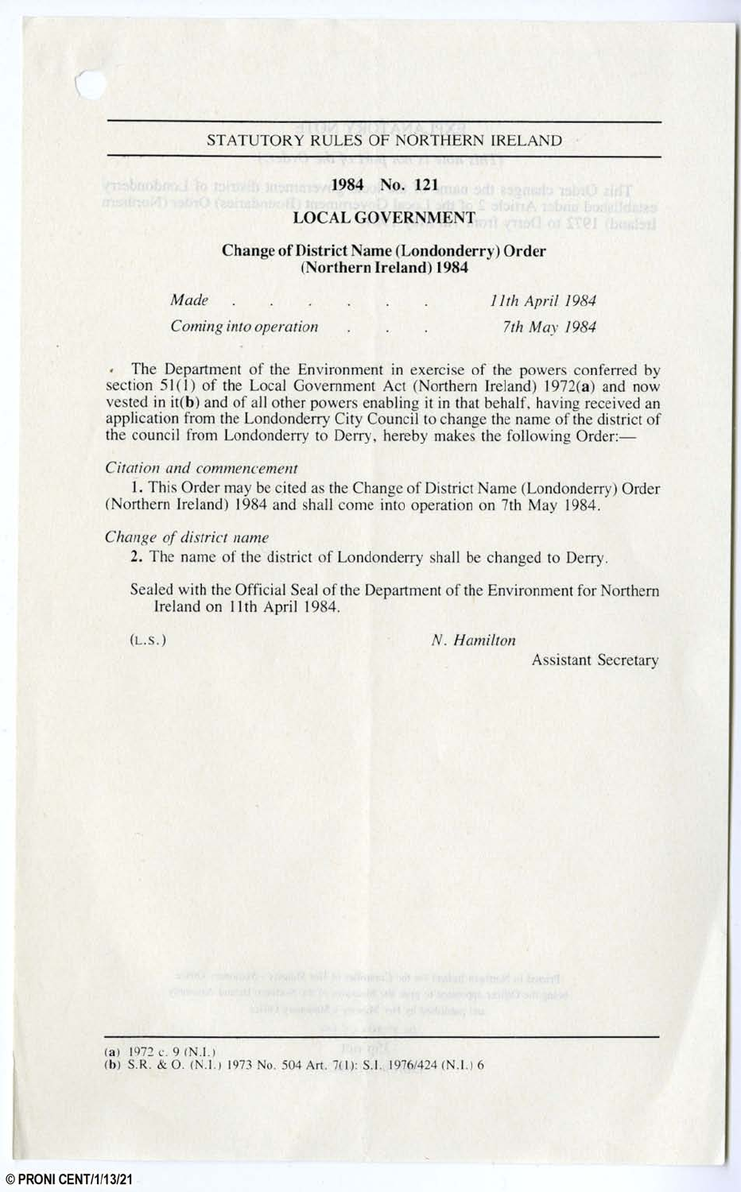STATUTORY RULES OF NORTHERN IRELAND

**1984 No. 121**

**LOCAL GOVERNMENT**

**Change of District Name (Londonderry) Order (Northern Ireland) 1984**

| | |
|---|---|
| *Made* | *11th April 1984* |
| *Coming into operation* | *7th May 1984* |

The Department of the Environment in exercise of the powers conferred by section 51(1) of the Local Government Act (Northern Ireland) 1972(**a**) and now vested in it(**b**) and of all other powers enabling it in that behalf, having received an application from the Londonderry City Council to change the name of the district of the council from Londonderry to Derry, hereby makes the following Order:—

*Citation and commencement*

**1.** This Order may be cited as the Change of District Name (Londonderry) Order (Northern Ireland) 1984 and shall come into operation on 7th May 1984.

*Change of district name*

**2.** The name of the district of Londonderry shall be changed to Derry.

Sealed with the Official Seal of the Department of the Environment for Northern Ireland on 11th April 1984.

(L.S.)

*N. Hamilton*

Assistant Secretary

(**a**) 1972 c. 9 (N.I.)
(**b**) S.R. & O. (N.I.) 1973 No. 504 Art. 7(1): S.I. 1976/424 (N.I.) 6

© PRONI CENT/1/13/21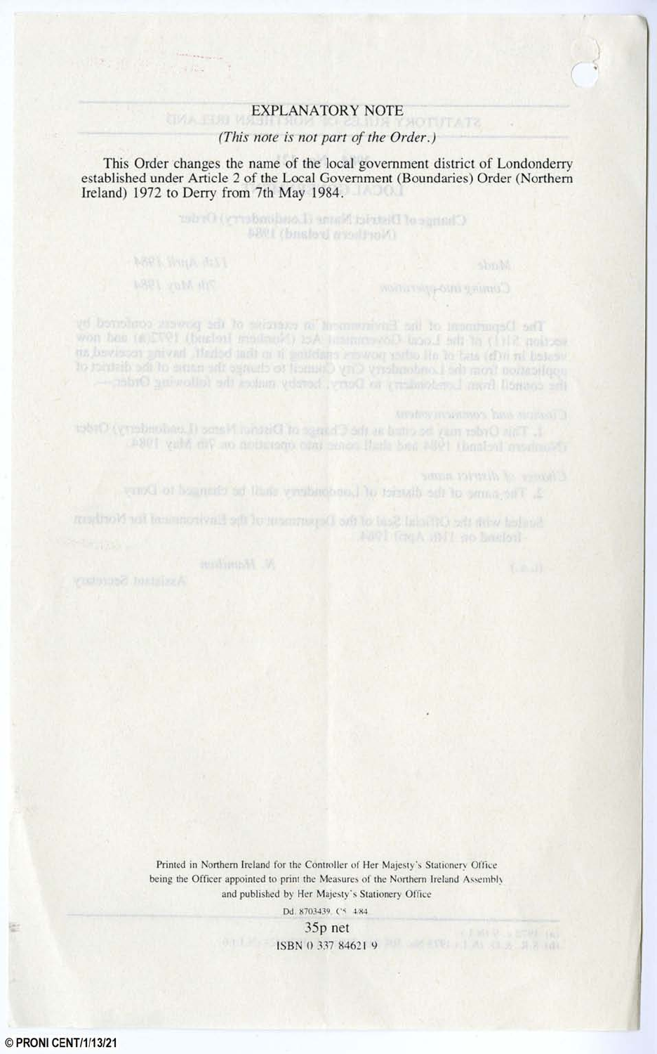## EXPLANATORY NOTE

*(This note is not part of the Order.)*

This Order changes the name of the local government district of Londonderry established under Article 2 of the Local Government (Boundaries) Order (Northern Ireland) 1972 to Derry from 7th May 1984.

Printed in Northern Ireland for the Controller of Her Majesty's Stationery Office being the Officer appointed to print the Measures of the Northern Ireland Assembly and published by Her Majesty's Stationery Office

Dd. 8703439. C5 4/84

35p net

ISBN 0 337 84621 9

© PRONI CENT/1/13/21